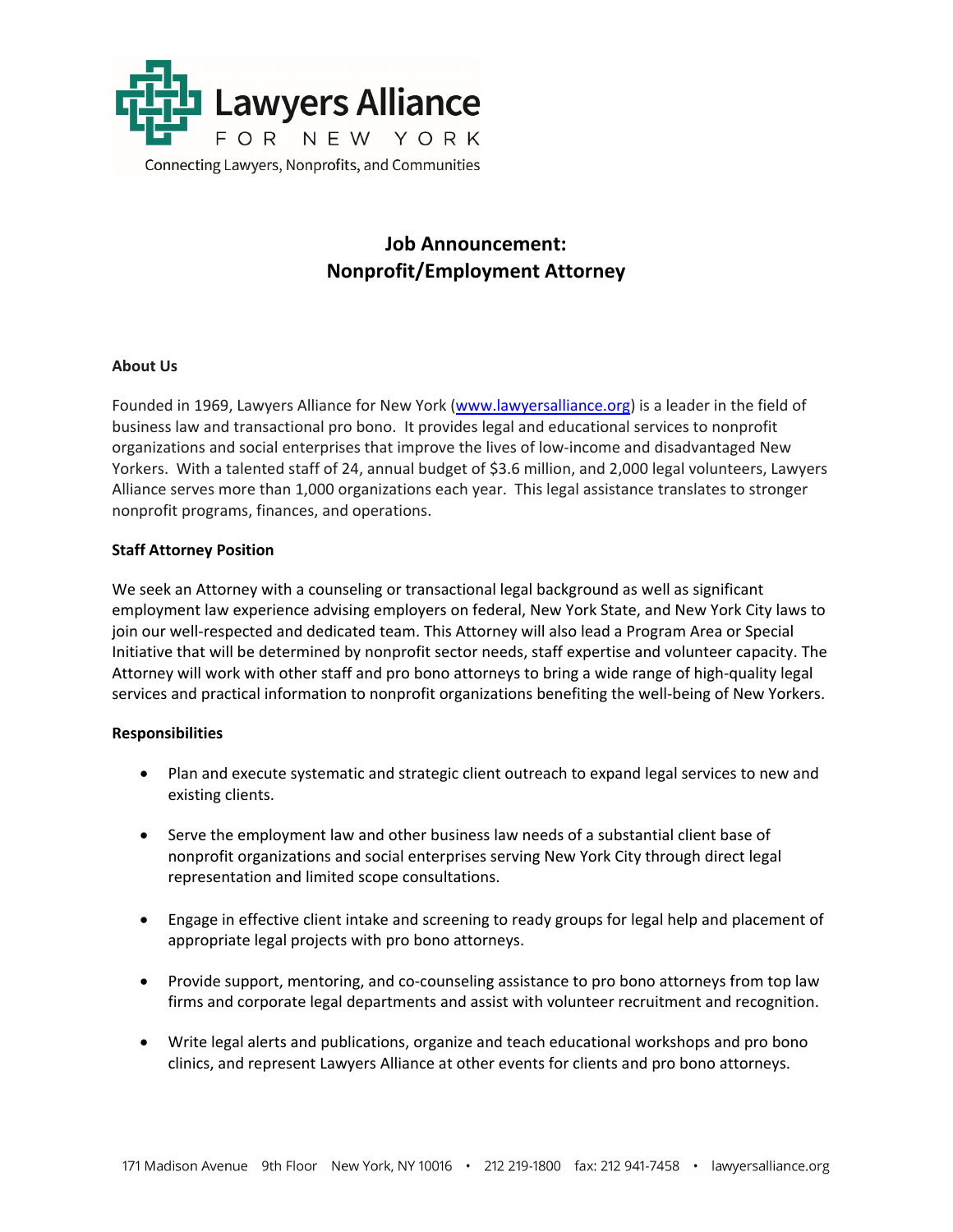Lawyers Alliance FOR NEW YORK

Connecting Lawyers, Nonprofits, and Communities

# Job Announcement: Nonprofit/Employment Attorney

**About Us**

Founded in 1969, Lawyers Alliance for New York (www.lawyersalliance.org) is a leader in the field of business law and transactional pro bono. It provides legal and educational services to nonprofit organizations and social enterprises that improve the lives of low-income and disadvantaged New Yorkers. With a talented staff of 24, annual budget of $3.6 million, and 2,000 legal volunteers, Lawyers Alliance serves more than 1,000 organizations each year. This legal assistance translates to stronger nonprofit programs, finances, and operations.

**Staff Attorney Position**

We seek an Attorney with a counseling or transactional legal background as well as significant employment law experience advising employers on federal, New York State, and New York City laws to join our well-respected and dedicated team. This Attorney will also lead a Program Area or Special Initiative that will be determined by nonprofit sector needs, staff expertise and volunteer capacity. The Attorney will work with other staff and pro bono attorneys to bring a wide range of high-quality legal services and practical information to nonprofit organizations benefiting the well-being of New Yorkers.

**Responsibilities**

- Plan and execute systematic and strategic client outreach to expand legal services to new and existing clients.
- Serve the employment law and other business law needs of a substantial client base of nonprofit organizations and social enterprises serving New York City through direct legal representation and limited scope consultations.
- Engage in effective client intake and screening to ready groups for legal help and placement of appropriate legal projects with pro bono attorneys.
- Provide support, mentoring, and co-counseling assistance to pro bono attorneys from top law firms and corporate legal departments and assist with volunteer recruitment and recognition.
- Write legal alerts and publications, organize and teach educational workshops and pro bono clinics, and represent Lawyers Alliance at other events for clients and pro bono attorneys.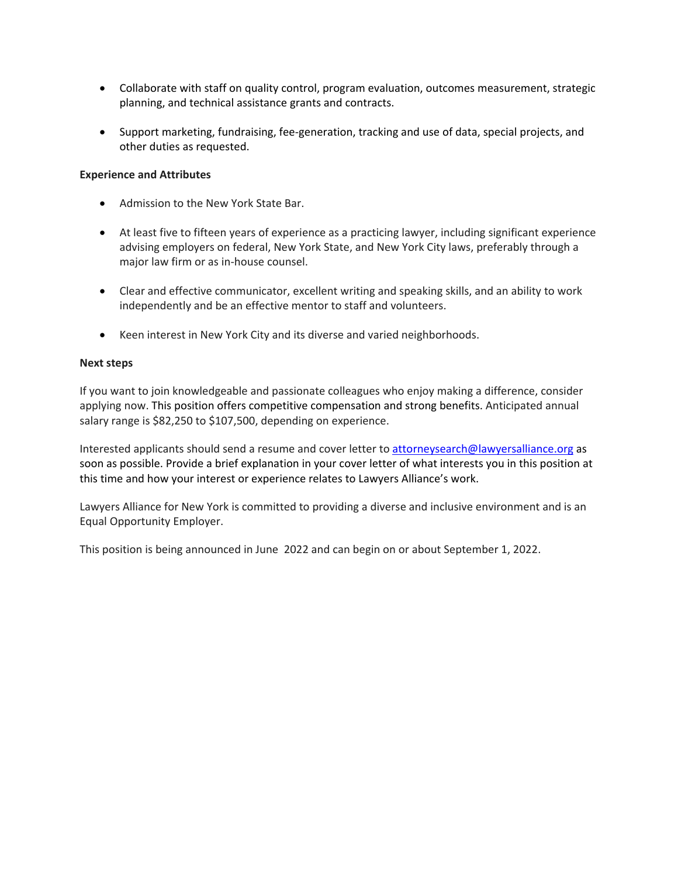- Collaborate with staff on quality control, program evaluation, outcomes measurement, strategic planning, and technical assistance grants and contracts.

- Support marketing, fundraising, fee-generation, tracking and use of data, special projects, and other duties as requested.

**Experience and Attributes**

- Admission to the New York State Bar.

- At least five to fifteen years of experience as a practicing lawyer, including significant experience advising employers on federal, New York State, and New York City laws, preferably through a major law firm or as in-house counsel.

- Clear and effective communicator, excellent writing and speaking skills, and an ability to work independently and be an effective mentor to staff and volunteers.

- Keen interest in New York City and its diverse and varied neighborhoods.

**Next steps**

If you want to join knowledgeable and passionate colleagues who enjoy making a difference, consider applying now. This position offers competitive compensation and strong benefits. Anticipated annual salary range is $82,250 to $107,500, depending on experience.

Interested applicants should send a resume and cover letter to [attorneysearch@lawyersalliance.org](mailto:attorneysearch@lawyersalliance.org) as soon as possible. Provide a brief explanation in your cover letter of what interests you in this position at this time and how your interest or experience relates to Lawyers Alliance's work.

Lawyers Alliance for New York is committed to providing a diverse and inclusive environment and is an Equal Opportunity Employer.

This position is being announced in June 2022 and can begin on or about September 1, 2022.